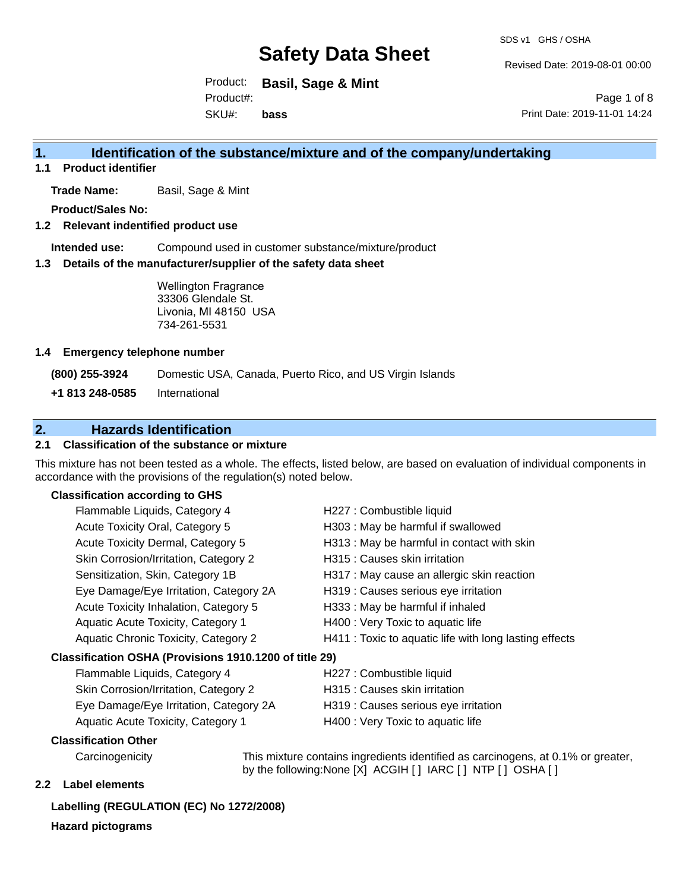# Safety Data Sheet

SDS v1 GHS / OSHA

Revised Date: 2019-08-01 00:00

Product: **Basil, Sage & Mint**

Product#:

SKU#: **bass**

Print Date: 2019-11-01 14:24

## 1. Identification of the substance/mixture and of the company/undertaking

### 1.1 Product identifier

**Trade Name:** Basil, Sage & Mint

**Product/Sales No:**

### 1.2 Relevant indentified product use

**Intended use:** Compound used in customer substance/mixture/product

### 1.3 Details of the manufacturer/supplier of the safety data sheet

Wellington Fragrance
33306 Glendale St.
Livonia, MI 48150 USA
734-261-5531

### 1.4 Emergency telephone number

**(800) 255-3924** Domestic USA, Canada, Puerto Rico, and US Virgin Islands

**+1 813 248-0585** International

## 2. Hazards Identification

### 2.1 Classification of the substance or mixture

This mixture has not been tested as a whole. The effects, listed below, are based on evaluation of individual components in accordance with the provisions of the regulation(s) noted below.

**Classification according to GHS**

| | |
|---|---|
| Flammable Liquids, Category 4 | H227 : Combustible liquid |
| Acute Toxicity Oral, Category 5 | H303 : May be harmful if swallowed |
| Acute Toxicity Dermal, Category 5 | H313 : May be harmful in contact with skin |
| Skin Corrosion/Irritation, Category 2 | H315 : Causes skin irritation |
| Sensitization, Skin, Category 1B | H317 : May cause an allergic skin reaction |
| Eye Damage/Eye Irritation, Category 2A | H319 : Causes serious eye irritation |
| Acute Toxicity Inhalation, Category 5 | H333 : May be harmful if inhaled |
| Aquatic Acute Toxicity, Category 1 | H400 : Very Toxic to aquatic life |
| Aquatic Chronic Toxicity, Category 2 | H411 : Toxic to aquatic life with long lasting effects |

**Classification OSHA (Provisions 1910.1200 of title 29)**

| | |
|---|---|
| Flammable Liquids, Category 4 | H227 : Combustible liquid |
| Skin Corrosion/Irritation, Category 2 | H315 : Causes skin irritation |
| Eye Damage/Eye Irritation, Category 2A | H319 : Causes serious eye irritation |
| Aquatic Acute Toxicity, Category 1 | H400 : Very Toxic to aquatic life |

**Classification Other**

Carcinogenicity: This mixture contains ingredients identified as carcinogens, at 0.1% or greater, by the following:None [X] ACGIH [ ] IARC [ ] NTP [ ] OSHA [ ]

### 2.2 Label elements

**Labelling (REGULATION (EC) No 1272/2008)**

**Hazard pictograms**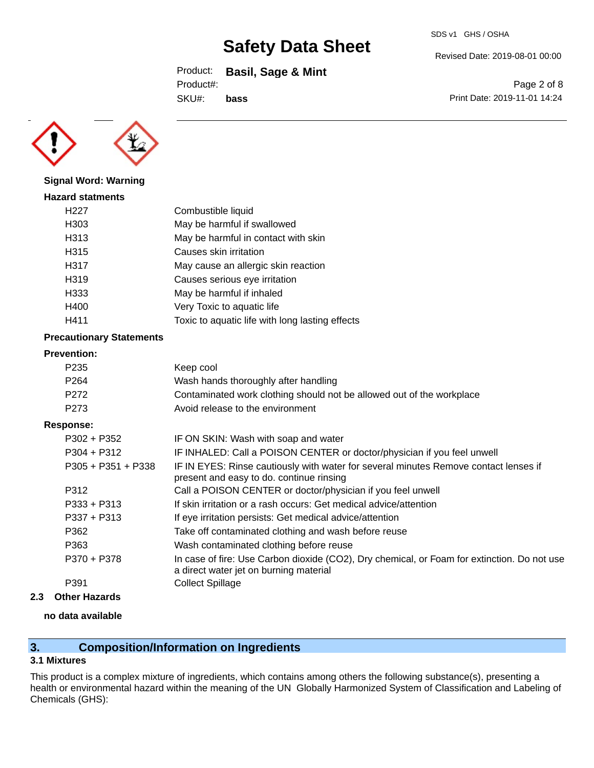**Signal Word: Warning**

**Hazard statments**

| | |
|---|---|
| H227 | Combustible liquid |
| H303 | May be harmful if swallowed |
| H313 | May be harmful in contact with skin |
| H315 | Causes skin irritation |
| H317 | May cause an allergic skin reaction |
| H319 | Causes serious eye irritation |
| H333 | May be harmful if inhaled |
| H400 | Very Toxic to aquatic life |
| H411 | Toxic to aquatic life with long lasting effects |

**Precautionary Statements**

**Prevention:**

| | |
|---|---|
| P235 | Keep cool |
| P264 | Wash hands thoroughly after handling |
| P272 | Contaminated work clothing should not be allowed out of the workplace |
| P273 | Avoid release to the environment |

**Response:**

| | |
|---|---|
| P302 + P352 | IF ON SKIN: Wash with soap and water |
| P304 + P312 | IF INHALED: Call a POISON CENTER or doctor/physician if you feel unwell |
| P305 + P351 + P338 | IF IN EYES: Rinse cautiously with water for several minutes Remove contact lenses if present and easy to do. continue rinsing |
| P312 | Call a POISON CENTER or doctor/physician if you feel unwell |
| P333 + P313 | If skin irritation or a rash occurs: Get medical advice/attention |
| P337 + P313 | If eye irritation persists: Get medical advice/attention |
| P362 | Take off contaminated clothing and wash before reuse |
| P363 | Wash contaminated clothing before reuse |
| P370 + P378 | In case of fire: Use Carbon dioxide ($CO_2$), Dry chemical, or Foam for extinction. Do not use a direct water jet on burning material |
| P391 | Collect Spillage |

### 2.3 Other Hazards

**no data available**

## 3. Composition/Information on Ingredients

### 3.1 Mixtures

This product is a complex mixture of ingredients, which contains among others the following substance(s), presenting a health or environmental hazard within the meaning of the UN Globally Harmonized System of Classification and Labeling of Chemicals (GHS):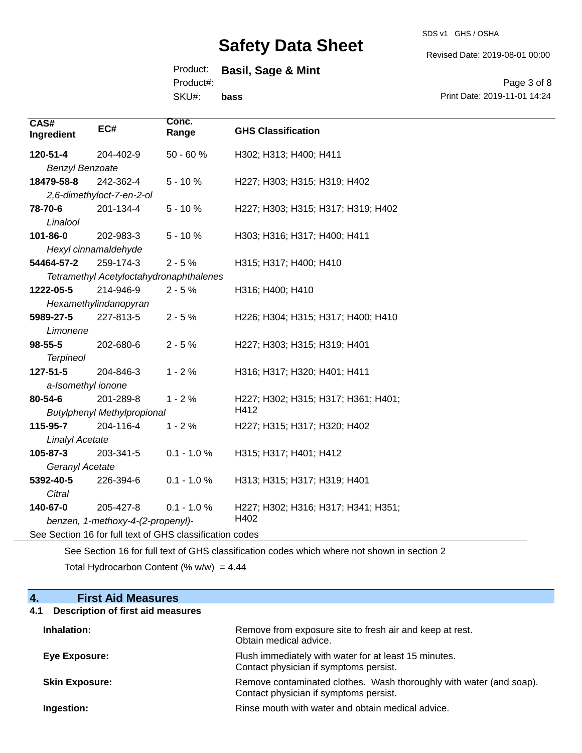| CAS# Ingredient | EC# | Conc. Range | GHS Classification |
|---|---|---|---|
| **120-51-4** *Benzyl Benzoate* | 204-402-9 | 50 - 60 % | H302; H313; H400; H411 |
| **18479-58-8** *2,6-dimethyloct-7-en-2-ol* | 242-362-4 | 5 - 10 % | H227; H303; H315; H319; H402 |
| **78-70-6** *Linalool* | 201-134-4 | 5 - 10 % | H227; H303; H315; H317; H319; H402 |
| **101-86-0** *Hexyl cinnamaldehyde* | 202-983-3 | 5 - 10 % | H303; H316; H317; H400; H411 |
| **54464-57-2** *Tetramethyl Acetyloctahydronaphthalenes* | 259-174-3 | 2 - 5 % | H315; H317; H400; H410 |
| **1222-05-5** *Hexamethylindanopyran* | 214-946-9 | 2 - 5 % | H316; H400; H410 |
| **5989-27-5** *Limonene* | 227-813-5 | 2 - 5 % | H226; H304; H315; H317; H400; H410 |
| **98-55-5** *Terpineol* | 202-680-6 | 2 - 5 % | H227; H303; H315; H319; H401 |
| **127-51-5** *a-Isomethyl ionone* | 204-846-3 | 1 - 2 % | H316; H317; H320; H401; H411 |
| **80-54-6** *Butylphenyl Methylpropional* | 201-289-8 | 1 - 2 % | H227; H302; H315; H317; H361; H401; H412 |
| **115-95-7** *Linalyl Acetate* | 204-116-4 | 1 - 2 % | H227; H315; H317; H320; H402 |
| **105-87-3** *Geranyl Acetate* | 203-341-5 | 0.1 - 1.0 % | H315; H317; H401; H412 |
| **5392-40-5** *Citral* | 226-394-6 | 0.1 - 1.0 % | H313; H315; H317; H319; H401 |
| **140-67-0** *benzen, 1-methoxy-4-(2-propenyl)-* | 205-427-8 | 0.1 - 1.0 % | H227; H302; H316; H317; H341; H351; H402 |

See Section 16 for full text of GHS classification codes

See Section 16 for full text of GHS classification codes which where not shown in section 2

Total Hydrocarbon Content (% w/w) = 4.44

## 4. First Aid Measures

### 4.1 Description of first aid measures

**Inhalation:** Remove from exposure site to fresh air and keep at rest. Obtain medical advice.

**Eye Exposure:** Flush immediately with water for at least 15 minutes. Contact physician if symptoms persist.

**Skin Exposure:** Remove contaminated clothes. Wash thoroughly with water (and soap). Contact physician if symptoms persist.

**Ingestion:** Rinse mouth with water and obtain medical advice.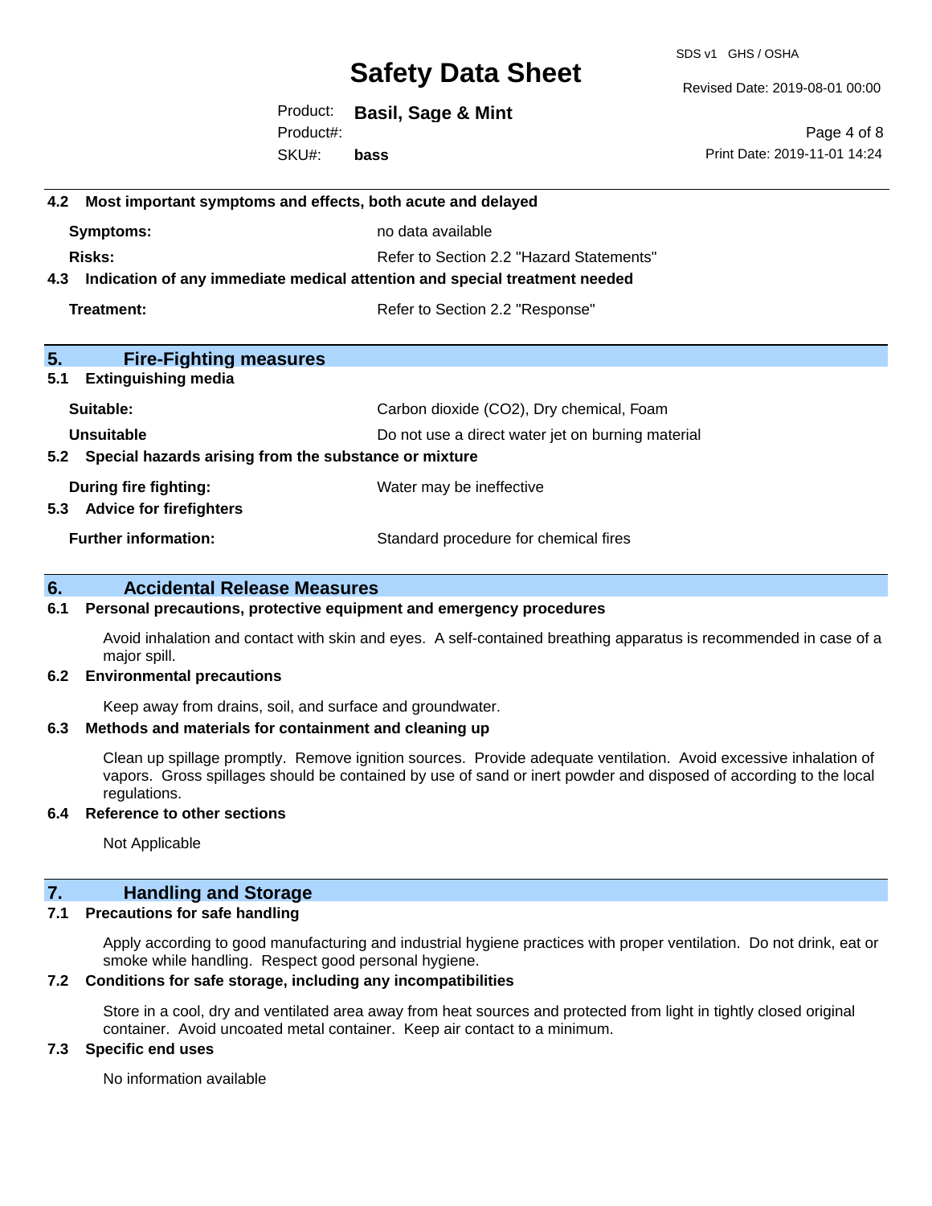### 4.2 Most important symptoms and effects, both acute and delayed

| | |
|---|---|
| **Symptoms:** | no data available |
| **Risks:** | Refer to Section 2.2 "Hazard Statements" |

### 4.3 Indication of any immediate medical attention and special treatment needed

| | |
|---|---|
| **Treatment:** | Refer to Section 2.2 "Response" |

## 5. Fire-Fighting measures

### 5.1 Extinguishing media

| | |
|---|---|
| **Suitable:** | Carbon dioxide ($CO_2$), Dry chemical, Foam |
| **Unsuitable** | Do not use a direct water jet on burning material |

### 5.2 Special hazards arising from the substance or mixture

| | |
|---|---|
| **During fire fighting:** | Water may be ineffective |

### 5.3 Advice for firefighters

| | |
|---|---|
| **Further information:** | Standard procedure for chemical fires |

## 6. Accidental Release Measures

### 6.1 Personal precautions, protective equipment and emergency procedures

Avoid inhalation and contact with skin and eyes. A self-contained breathing apparatus is recommended in case of a major spill.

### 6.2 Environmental precautions

Keep away from drains, soil, and surface and groundwater.

### 6.3 Methods and materials for containment and cleaning up

Clean up spillage promptly. Remove ignition sources. Provide adequate ventilation. Avoid excessive inhalation of vapors. Gross spillages should be contained by use of sand or inert powder and disposed of according to the local regulations.

### 6.4 Reference to other sections

Not Applicable

## 7. Handling and Storage

### 7.1 Precautions for safe handling

Apply according to good manufacturing and industrial hygiene practices with proper ventilation. Do not drink, eat or smoke while handling. Respect good personal hygiene.

### 7.2 Conditions for safe storage, including any incompatibilities

Store in a cool, dry and ventilated area away from heat sources and protected from light in tightly closed original container. Avoid uncoated metal container. Keep air contact to a minimum.

### 7.3 Specific end uses

No information available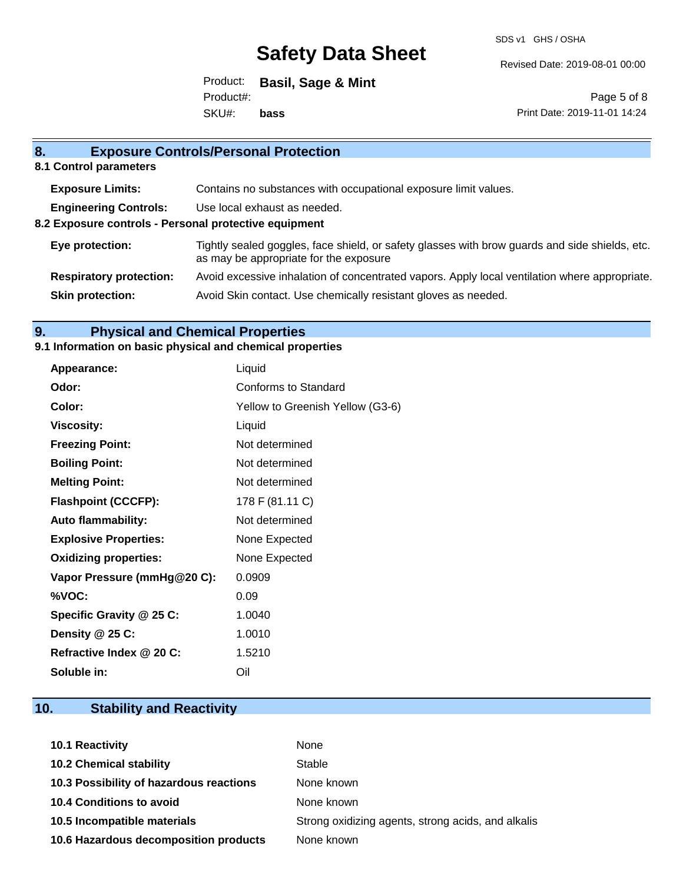## 8. Exposure Controls/Personal Protection

### 8.1 Control parameters

| | |
|---|---|
| **Exposure Limits:** | Contains no substances with occupational exposure limit values. |
| **Engineering Controls:** | Use local exhaust as needed. |

### 8.2 Exposure controls - Personal protective equipment

| | |
|---|---|
| **Eye protection:** | Tightly sealed goggles, face shield, or safety glasses with brow guards and side shields, etc. as may be appropriate for the exposure |
| **Respiratory protection:** | Avoid excessive inhalation of concentrated vapors. Apply local ventilation where appropriate. |
| **Skin protection:** | Avoid Skin contact. Use chemically resistant gloves as needed. |

## 9. Physical and Chemical Properties

### 9.1 Information on basic physical and chemical properties

| | |
|---|---|
| **Appearance:** | Liquid |
| **Odor:** | Conforms to Standard |
| **Color:** | Yellow to Greenish Yellow (G3-6) |
| **Viscosity:** | Liquid |
| **Freezing Point:** | Not determined |
| **Boiling Point:** | Not determined |
| **Melting Point:** | Not determined |
| **Flashpoint (CCCFP):** | 178 F (81.11 C) |
| **Auto flammability:** | Not determined |
| **Explosive Properties:** | None Expected |
| **Oxidizing properties:** | None Expected |
| **Vapor Pressure (mmHg@20 C):** | 0.0909 |
| **%VOC:** | 0.09 |
| **Specific Gravity @ 25 C:** | 1.0040 |
| **Density @ 25 C:** | 1.0010 |
| **Refractive Index @ 20 C:** | 1.5210 |
| **Soluble in:** | Oil |

## 10. Stability and Reactivity

| | |
|---|---|
| **10.1 Reactivity** | None |
| **10.2 Chemical stability** | Stable |
| **10.3 Possibility of hazardous reactions** | None known |
| **10.4 Conditions to avoid** | None known |
| **10.5 Incompatible materials** | Strong oxidizing agents, strong acids, and alkalis |
| **10.6 Hazardous decomposition products** | None known |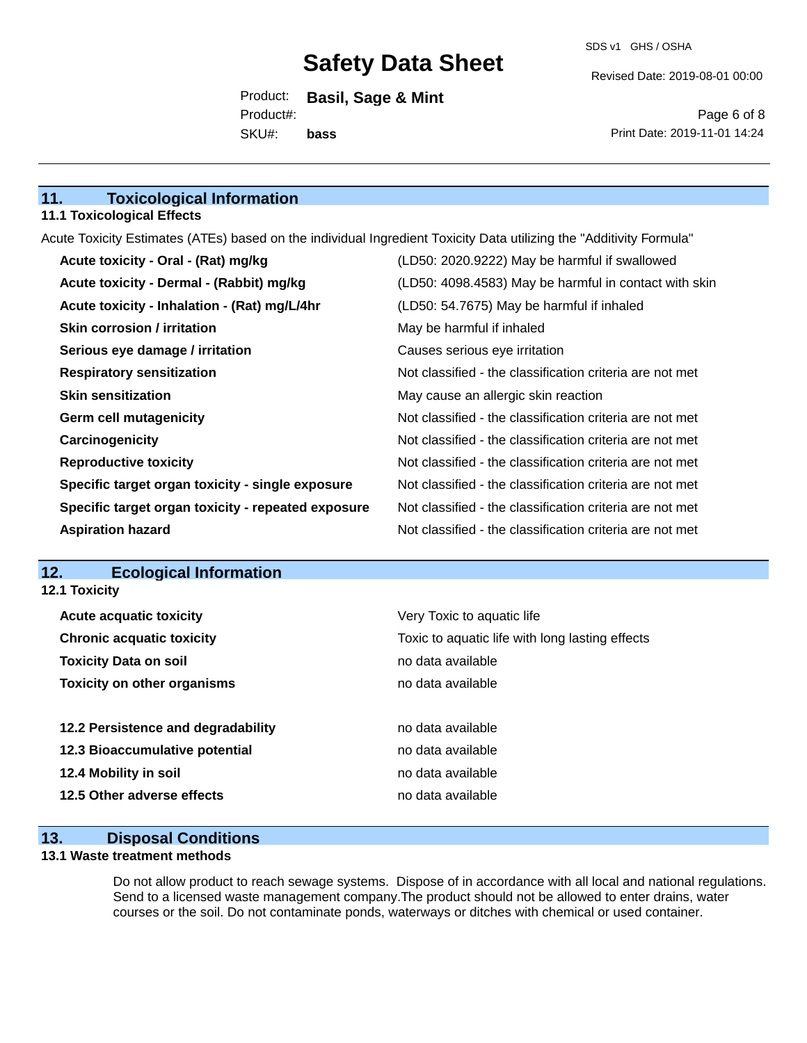## 11. Toxicological Information

### 11.1 Toxicological Effects

Acute Toxicity Estimates (ATEs) based on the individual Ingredient Toxicity Data utilizing the "Additivity Formula"

| | |
|---|---|
| **Acute toxicity - Oral - (Rat) mg/kg** | (LD50: 2020.9222) May be harmful if swallowed |
| **Acute toxicity - Dermal - (Rabbit) mg/kg** | (LD50: 4098.4583) May be harmful in contact with skin |
| **Acute toxicity - Inhalation - (Rat) mg/L/4hr** | (LD50: 54.7675) May be harmful if inhaled |
| **Skin corrosion / irritation** | May be harmful if inhaled |
| **Serious eye damage / irritation** | Causes serious eye irritation |
| **Respiratory sensitization** | Not classified - the classification criteria are not met |
| **Skin sensitization** | May cause an allergic skin reaction |
| **Germ cell mutagenicity** | Not classified - the classification criteria are not met |
| **Carcinogenicity** | Not classified - the classification criteria are not met |
| **Reproductive toxicity** | Not classified - the classification criteria are not met |
| **Specific target organ toxicity - single exposure** | Not classified - the classification criteria are not met |
| **Specific target organ toxicity - repeated exposure** | Not classified - the classification criteria are not met |
| **Aspiration hazard** | Not classified - the classification criteria are not met |

## 12. Ecological Information

### 12.1 Toxicity

| | |
|---|---|
| **Acute acquatic toxicity** | Very Toxic to aquatic life |
| **Chronic acquatic toxicity** | Toxic to aquatic life with long lasting effects |
| **Toxicity Data on soil** | no data available |
| **Toxicity on other organisms** | no data available |

| | |
|---|---|
| **12.2 Persistence and degradability** | no data available |
| **12.3 Bioaccumulative potential** | no data available |
| **12.4 Mobility in soil** | no data available |
| **12.5 Other adverse effects** | no data available |

## 13. Disposal Conditions

### 13.1 Waste treatment methods

Do not allow product to reach sewage systems. Dispose of in accordance with all local and national regulations. Send to a licensed waste management company.The product should not be allowed to enter drains, water courses or the soil. Do not contaminate ponds, waterways or ditches with chemical or used container.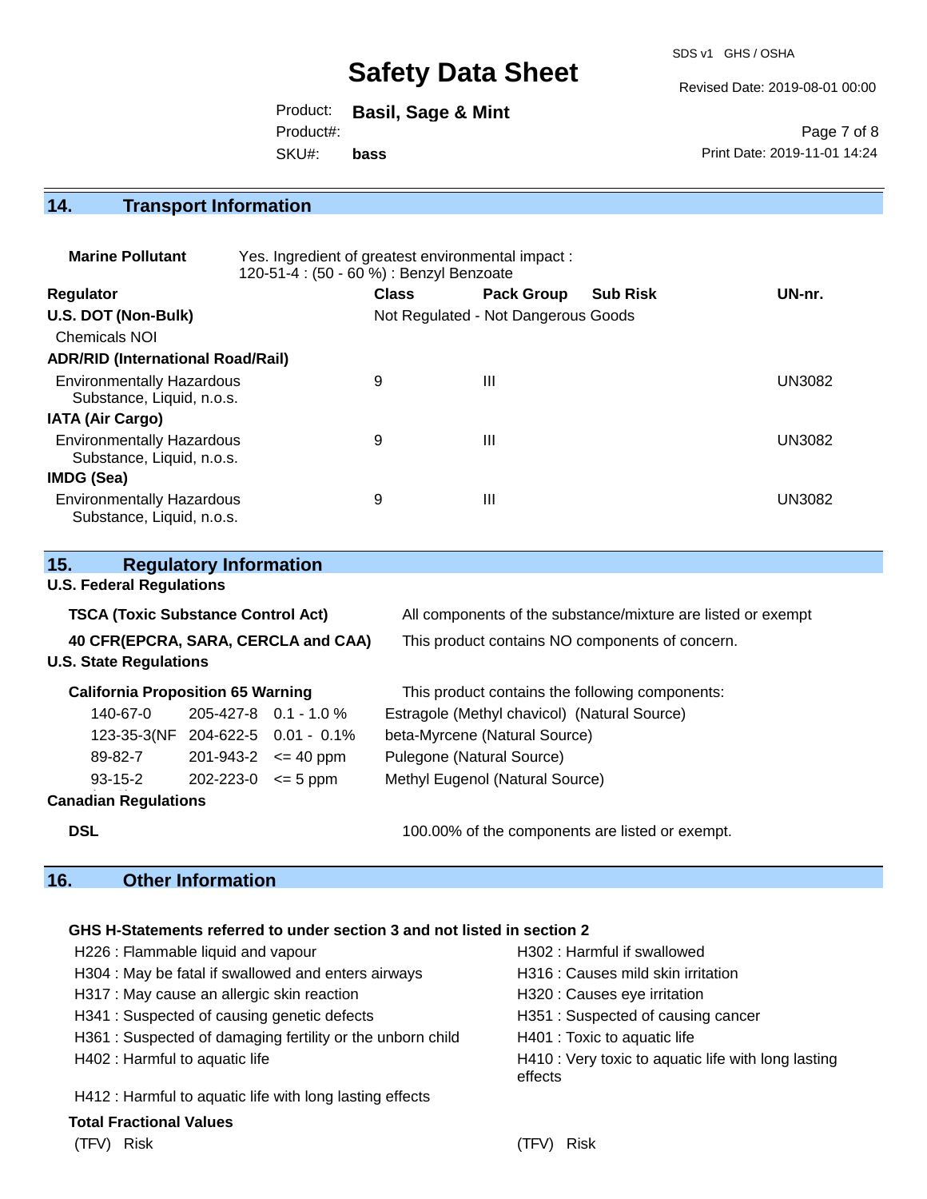## 14. Transport Information

**Marine Pollutant** Yes. Ingredient of greatest environmental impact : 120-51-4 : (50 - 60 %) : Benzyl Benzoate

| Regulator | Class | Pack Group | Sub Risk | UN-nr. |
|---|---|---|---|---|
| **U.S. DOT (Non-Bulk)** | Not Regulated - Not Dangerous Goods | | | |
| Chemicals NOI | | | | |
| **ADR/RID (International Road/Rail)** | | | | |
| Environmentally Hazardous Substance, Liquid, n.o.s. | 9 | III | | UN3082 |
| **IATA (Air Cargo)** | | | | |
| Environmentally Hazardous Substance, Liquid, n.o.s. | 9 | III | | UN3082 |
| **IMDG (Sea)** | | | | |
| Environmentally Hazardous Substance, Liquid, n.o.s. | 9 | III | | UN3082 |

## 15. Regulatory Information

**U.S. Federal Regulations**

**TSCA (Toxic Substance Control Act)** All components of the substance/mixture are listed or exempt

**40 CFR(EPCRA, SARA, CERCLA and CAA)** This product contains NO components of concern.

**U.S. State Regulations**

**California Proposition 65 Warning** This product contains the following components:

| | | | |
|---|---|---|---|
| 140-67-0 | 205-427-8 | 0.1 - 1.0 % | Estragole (Methyl chavicol) (Natural Source) |
| 123-35-3(NF | 204-622-5 | 0.01 - 0.1% | beta-Myrcene (Natural Source) |
| 89-82-7 | 201-943-2 | <= 40 ppm | Pulegone (Natural Source) |
| 93-15-2 | 202-223-0 | <= 5 ppm | Methyl Eugenol (Natural Source) |

**Canadian Regulations**

**DSL** 100.00% of the components are listed or exempt.

## 16. Other Information

**GHS H-Statements referred to under section 3 and not listed in section 2**

H226 : Flammable liquid and vapour
H302 : Harmful if swallowed
H304 : May be fatal if swallowed and enters airways
H316 : Causes mild skin irritation
H317 : May cause an allergic skin reaction
H320 : Causes eye irritation
H341 : Suspected of causing genetic defects
H351 : Suspected of causing cancer
H361 : Suspected of damaging fertility or the unborn child
H401 : Toxic to aquatic life
H402 : Harmful to aquatic life
H410 : Very toxic to aquatic life with long lasting effects
H412 : Harmful to aquatic life with long lasting effects

**Total Fractional Values**

| (TFV) | Risk | (TFV) | Risk |
|---|---|---|---|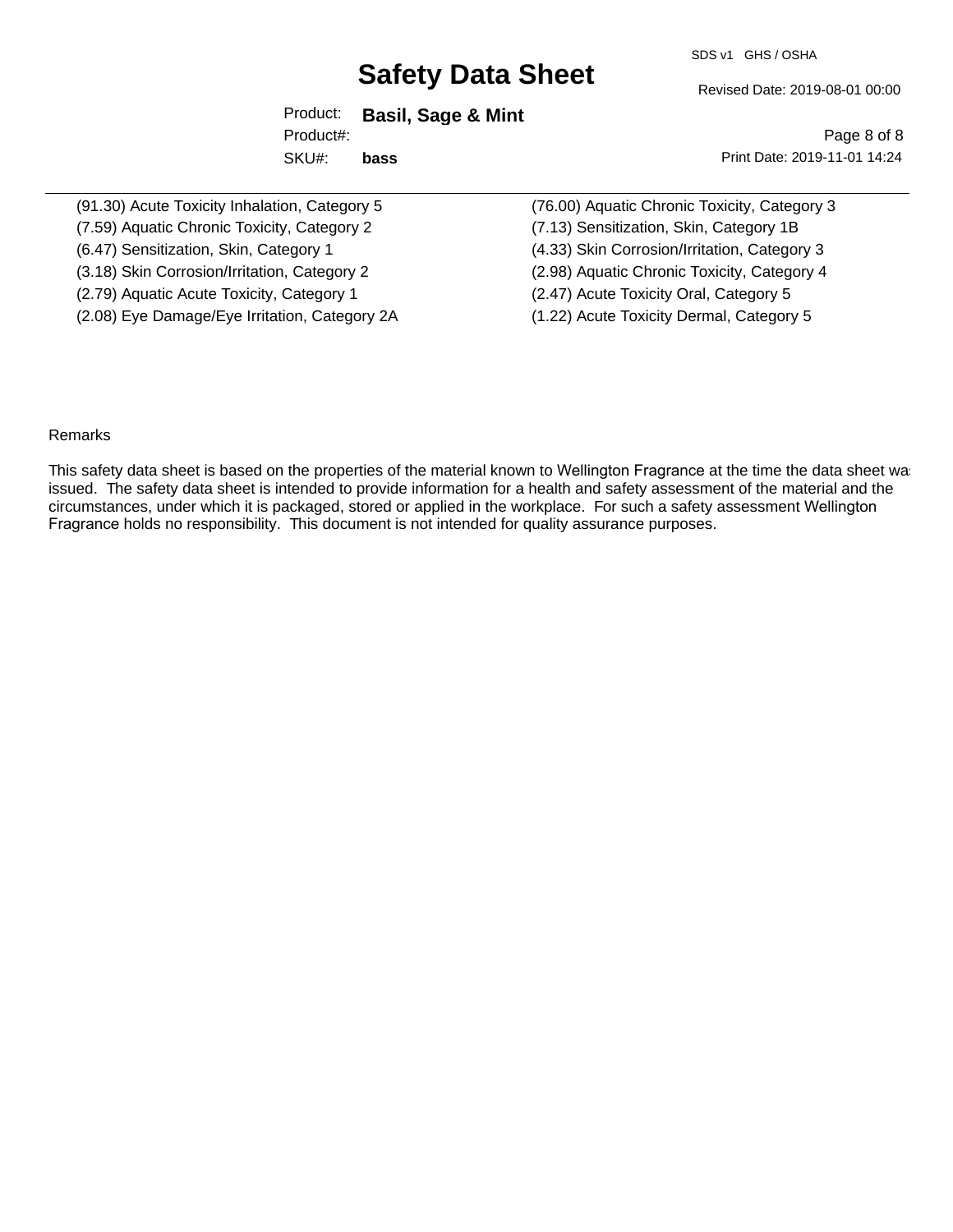(91.30) Acute Toxicity Inhalation, Category 5

(7.59) Aquatic Chronic Toxicity, Category 2

(6.47) Sensitization, Skin, Category 1

(3.18) Skin Corrosion/Irritation, Category 2

(2.79) Aquatic Acute Toxicity, Category 1

(2.08) Eye Damage/Eye Irritation, Category 2A

(76.00) Aquatic Chronic Toxicity, Category 3

(7.13) Sensitization, Skin, Category 1B

(4.33) Skin Corrosion/Irritation, Category 3

(2.98) Aquatic Chronic Toxicity, Category 4

(2.47) Acute Toxicity Oral, Category 5

(1.22) Acute Toxicity Dermal, Category 5

Remarks

This safety data sheet is based on the properties of the material known to Wellington Fragrance at the time the data sheet was issued. The safety data sheet is intended to provide information for a health and safety assessment of the material and the circumstances, under which it is packaged, stored or applied in the workplace. For such a safety assessment Wellington Fragrance holds no responsibility. This document is not intended for quality assurance purposes.